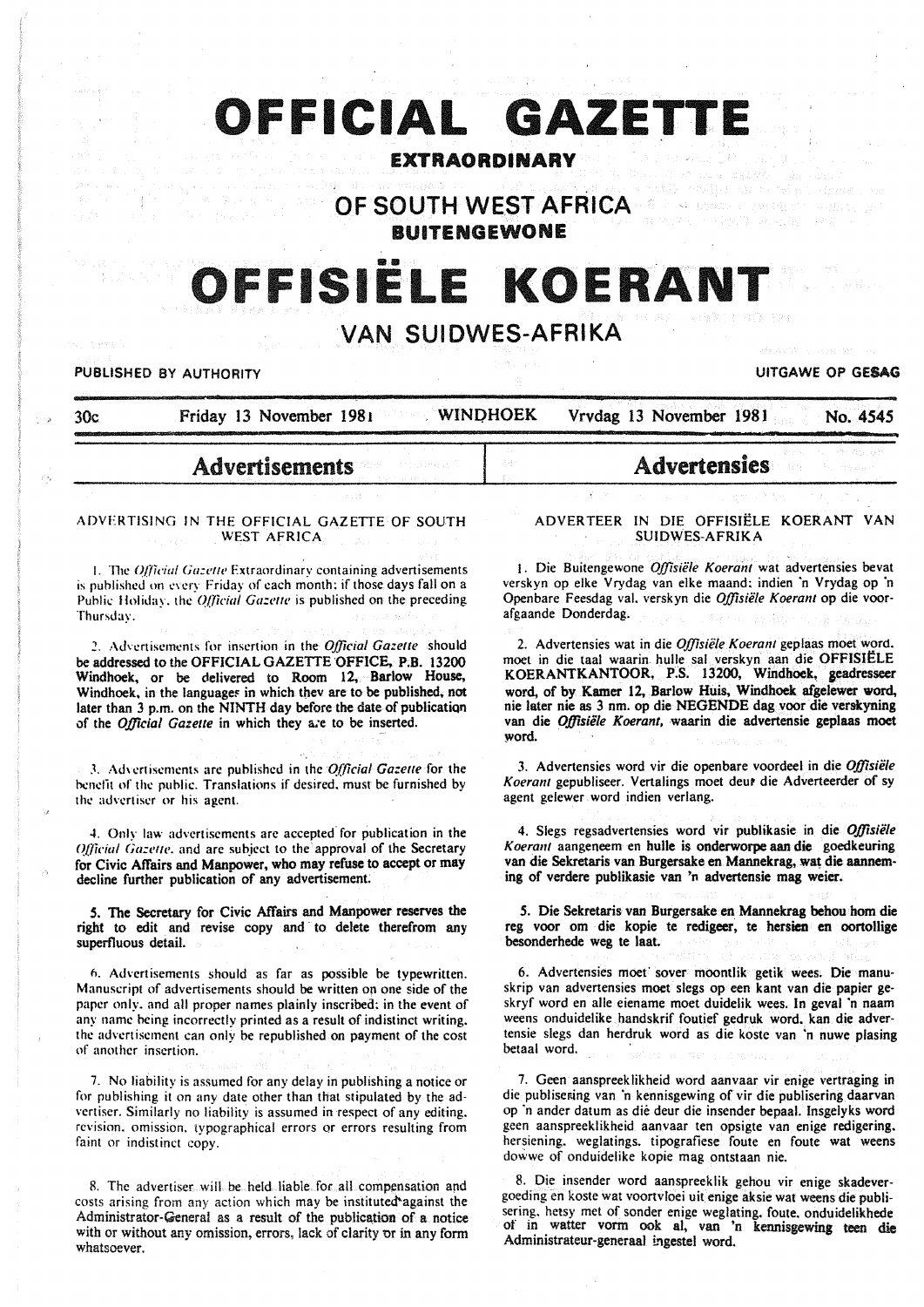# OFFICIAL GAZETTE

## EXTRAORDINARY

## OF SOUTH WEST AFRICA

## BUITENGEWONE

# OFFISIËLE KOERANT

## VAN SUIDWES-AFRIKA

PUBLISHED BY AUTHORITY — UITGAWE OP GESAG

30c — Friday 13 November 1981 — WINDHOEK — Vrydag 13 November 1981 — No. 4545

## Advertisements

### ADVERTISING IN THE OFFICIAL GAZETTE OF SOUTH WEST AFRICA

1. The *Official Gazette* Extraordinary containing advertisements is published on every Friday of each month; if those days fall on a Public Holiday, the *Official Gazette* is published on the preceding Thursday.

2. Advertisements for insertion in the *Official Gazette* should be addressed to the OFFICIAL GAZETTE OFFICE, P.B. 13200 Windhoek, or be delivered to Room 12, Barlow House, Windhoek, in the languages in which they are to be published, not later than 3 p.m. on the NINTH day before the date of publication of the *Official Gazette* in which they are to be inserted.

3. Advertisements are published in the *Official Gazette* for the benefit of the public. Translations if desired, must be furnished by the advertiser or his agent.

4. Only law advertisements are accepted for publication in the *Official Gazette*, and are subject to the approval of the Secretary for Civic Affairs and Manpower, who may refuse to accept or may decline further publication of any advertisement.

5. The Secretary for Civic Affairs and Manpower reserves the right to edit and revise copy and to delete therefrom any superfluous detail.

6. Advertisements should as far as possible be typewritten. Manuscript of advertisements should be written on one side of the paper only, and all proper names plainly inscribed; in the event of any name being incorrectly printed as a result of indistinct writing, the advertisement can only be republished on payment of the cost of another insertion.

7. No liability is assumed for any delay in publishing a notice or for publishing it on any date other than that stipulated by the advertiser. Similarly no liability is assumed in respect of any editing, revision, omission, typographical errors or errors resulting from faint or indistinct copy.

8. The advertiser will be held liable for all compensation and costs arising from any action which may be instituted against the Administrator-General as a result of the publication of a notice with or without any omission, errors, lack of clarity or in any form whatsoever.

## Advertensies

### ADVERTEER IN DIE OFFISIËLE KOERANT VAN SUIDWES-AFRIKA

1. Die Buitengewone *Offisiële Koerant* wat advertensies bevat verskyn op elke Vrydag van elke maand; indien 'n Vrydag op 'n Openbare Feesdag val, verskyn die *Offisiële Koerant* op die voorafgaande Donderdag.

2. Advertensies wat in die *Offisiële Koerant* geplaas moet word, moet in die taal waarin hulle sal verskyn aan die OFFISIËLE KOERANTKANTOOR, P.S. 13200, Windhoek, geadresseer word, of by Kamer 12, Barlow Huis, Windhoek afgelewer word, nie later nie as 3 nm. op die NEGENDE dag voor die verskyning van die *Offisiële Koerant*, waarin die advertensie geplaas moet word.

3. Advertensies word vir die openbare voordeel in die *Offisiële Koerant* gepubliseer. Vertalings moet deur die Adverteerder of sy agent gelewer word indien verlang.

4. Slegs regsadvertensies word vir publikasie in die *Offisiële Koerant* aangeneem en hulle is onderworpe aan die goedkeuring van die Sekretaris van Burgersake en Mannekrag, wat die aanneming of verdere publikasie van 'n advertensie mag weier.

5. Die Sekretaris van Burgersake en Mannekrag behou hom die reg voor om die kopie te redigeer, te hersien en oortollige besonderhede weg te laat.

6. Advertensies moet sover moontlik getik wees. Die manuskrip van advertensies moet slegs op een kant van die papier geskryf word en alle eiename moet duidelik wees. In geval 'n naam weens onduidelike handskrif foutief gedruk word, kan die advertensie slegs dan herdruk word as die koste van 'n nuwe plasing betaal word.

7. Geen aanspreeklikheid word aanvaar vir enige vertraging in die publisering van 'n kennisgewing of vir die publisering daarvan op 'n ander datum as dié deur die insender bepaal. Insgelyks word geen aanspreeklikheid aanvaar ten opsigte van enige redigering, hersiening, weglatings, tipografiese foute en foute wat weens dowwe of onduidelike kopie mag ontstaan nie.

8. Die insender word aanspreeklik gehou vir enige skadevergoeding en koste wat voortvloei uit enige aksie wat weens die publisering, hetsy met of sonder enige weglating, foute, onduidelikhede of in watter vorm ook al, van 'n kennisgewing teen die Administrateur-generaal ingestel word.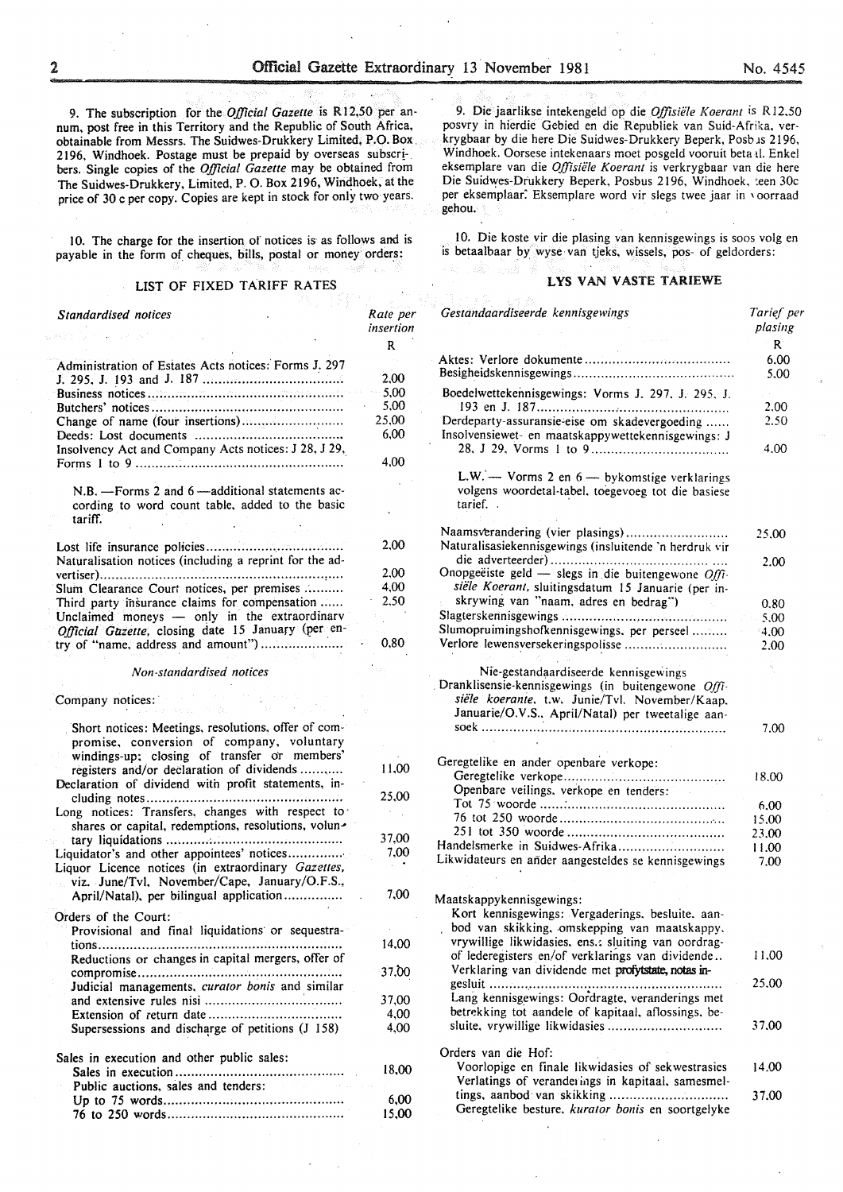9. The subscription for the *Official Gazette* is R12,50 per annum, post free in this Territory and the Republic of South Africa, obtainable from Messrs. The Suidwes-Drukkery Limited, P.O. Box 2196, Windhoek. Postage must be prepaid by overseas subscribers. Single copies of the *Official Gazette* may be obtained from The Suidwes-Drukkery, Limited, P. O. Box 2196, Windhoek, at the price of 30 c per copy. Copies are kept in stock for only two years.

10. The charge for the insertion of notices is as follows and is payable in the form of cheques, bills, postal or money orders:

## LIST OF FIXED TARIFF RATES

| *Standardised notices* | *Rate per insertion* |
|---|---|
| | R |
| Administration of Estates Acts notices: Forms J. 297 J. 295, J. 193 and J. 187 | 2,00 |
| Business notices | 5,00 |
| Butchers' notices | 5,00 |
| Change of name (four insertions) | 25,00 |
| Deeds: Lost documents | 6,00 |
| Insolvency Act and Company Acts notices: J 28, J 29, Forms 1 to 9 | 4,00 |
| N.B. —Forms 2 and 6 —additional statements according to word count table, added to the basic tariff. | |
| Lost life insurance policies | 2,00 |
| Naturalisation notices (including a reprint for the advertiser) | 2,00 |
| Slum Clearance Court notices, per premises | 4,00 |
| Third party insurance claims for compensation | 2,50 |
| Unclaimed moneys — only in the extraordinary *Official Gazette*, closing date 15 January (per entry of "name, address and amount") | 0,80 |

*Non-standardised notices*

| | |
|---|---|
| Company notices: | |
| Short notices: Meetings, resolutions, offer of compromise, conversion of company, voluntary windings-up; closing of transfer or members' registers and/or declaration of dividends | 11,00 |
| Declaration of dividend with profit statements, including notes | 25,00 |
| Long notices: Transfers, changes with respect to shares or capital, redemptions, resolutions, voluntary liquidations | 37,00 |
| Liquidator's and other appointees' notices | 7,00 |
| Liquor Licence notices (in extraordinary *Gazettes*, viz. June/Tvl, November/Cape, January/O.F.S., April/Natal), per bilingual application | 7,00 |
| Orders of the Court: | |
| Provisional and final liquidations or sequestrations | 14,00 |
| Reductions or changes in capital mergers, offer of compromise | 37,00 |
| Judicial managements, *curator bonis* and similar and extensive rules nisi | 37,00 |
| Extension of return date | 4,00 |
| Supersessions and discharge of petitions (J 158) | 4,00 |
| Sales in execution and other public sales: | |
| Sales in execution | 18,00 |
| Public auctions, sales and tenders: | |
| Up to 75 words | 6,00 |
| 76 to 250 words | 15,00 |

9. Die jaarlikse intekengeld op die *Offisiële Koerant* is R12,50 posvry in hierdie Gebied en die Republiek van Suid-Afrika, verkrygbaar by die here Die Suidwes-Drukkery Beperk, Posbus 2196, Windhoek. Oorsese intekenaars moet posgeld vooruit betaal. Enkel eksemplare van die *Offisiële Koerant* is verkrygbaar van die here Die Suidwes-Drukkery Beperk, Posbus 2196, Windhoek, teen 30c per eksemplaar. Eksemplare word vir slegs twee jaar in voorraad gehou.

10. Die koste vir die plasing van kennisgewings is soos volg en is betaalbaar by wyse van tjeks, wissels, pos- of geldorders:

## LYS VAN VASTE TARIEWE

| *Gestandaardiseerde kennisgewings* | *Tarief per plasing* |
|---|---|
| | R |
| Aktes: Verlore dokumente | 6,00 |
| Besigheidskennisgewings | 5,00 |
| Boedelwettekennisgewings: Vorms J. 297, J. 295, J. 193 en J. 187 | 2,00 |
| Derdeparty-assuransie-eise om skadevergoeding | 2,50 |
| Insolvensiewet- en maatskappywettekennisgewings: J 28, J 29, Vorms 1 to 9 | 4,00 |
| L.W. — Vorms 2 en 6 — bykomstige verklarings volgens woordetal-tabel, toegevoeg tot die basiese tarief. | |
| Naamsverandering (vier plasings) | 25,00 |
| Naturalisasiekennisgewings (insluitende 'n herdruk vir die adverteerder) | 2,00 |
| Onopgeëiste geld — slegs in die buitengewone *Offisiële Koerant*, sluitingsdatum 15 Januarie (per inskrywing van "naam, adres en bedrag") | 0,80 |
| Slagterskennisgewings | 5,00 |
| Slumopruimingshofkennisgewings, per perseel | 4,00 |
| Verlore lewensversekeringspolisse | 2,00 |

Nie-gestandaardiseerde kennisgewings

| | |
|---|---|
| Dranklisensie-kennisgewings (in buitengewone *Offisiële koerante*, t.w. Junie/Tvl. November/Kaap. Januarie/O.V.S., April/Natal) per tweetalige aansoek | 7,00 |
| Geregtelike en ander openbare verkope: | |
| Geregtelike verkope | 18,00 |
| Openbare veilings, verkope en tenders: | |
| Tot 75 woorde | 6,00 |
| 76 tot 250 woorde | 15,00 |
| 251 tot 350 woorde | 23,00 |
| Handelsmerke in Suidwes-Afrika | 11,00 |
| Likwidateurs en ander aangesteldes se kennisgewings | 7,00 |
| Maatskappykennisgewings: | |
| Kort kennisgewings: Vergaderings, besluite, aanbod van skikking, omskepping van maatskappy, vrywillige likwidasies, ens.: sluiting van oordragof lederegisters en/of verklarings van dividende | 11,00 |
| Verklaring van dividende met profytstate, notas ingesluit | 25,00 |
| Lang kennisgewings: Oordragte, veranderings met betrekking tot aandele of kapitaal, aflossings, besluite, vrywillige likwidasies | 37,00 |
| Orders van die Hof: | |
| Voorlopige en finale likwidasies of sekwestrasies | 14,00 |
| Verlatings of veranderings in kapitaal, samesmeltings, aanbod van skikking | 37,00 |
| Geregtelike besture, *kurator bonis* en soortgelyke | |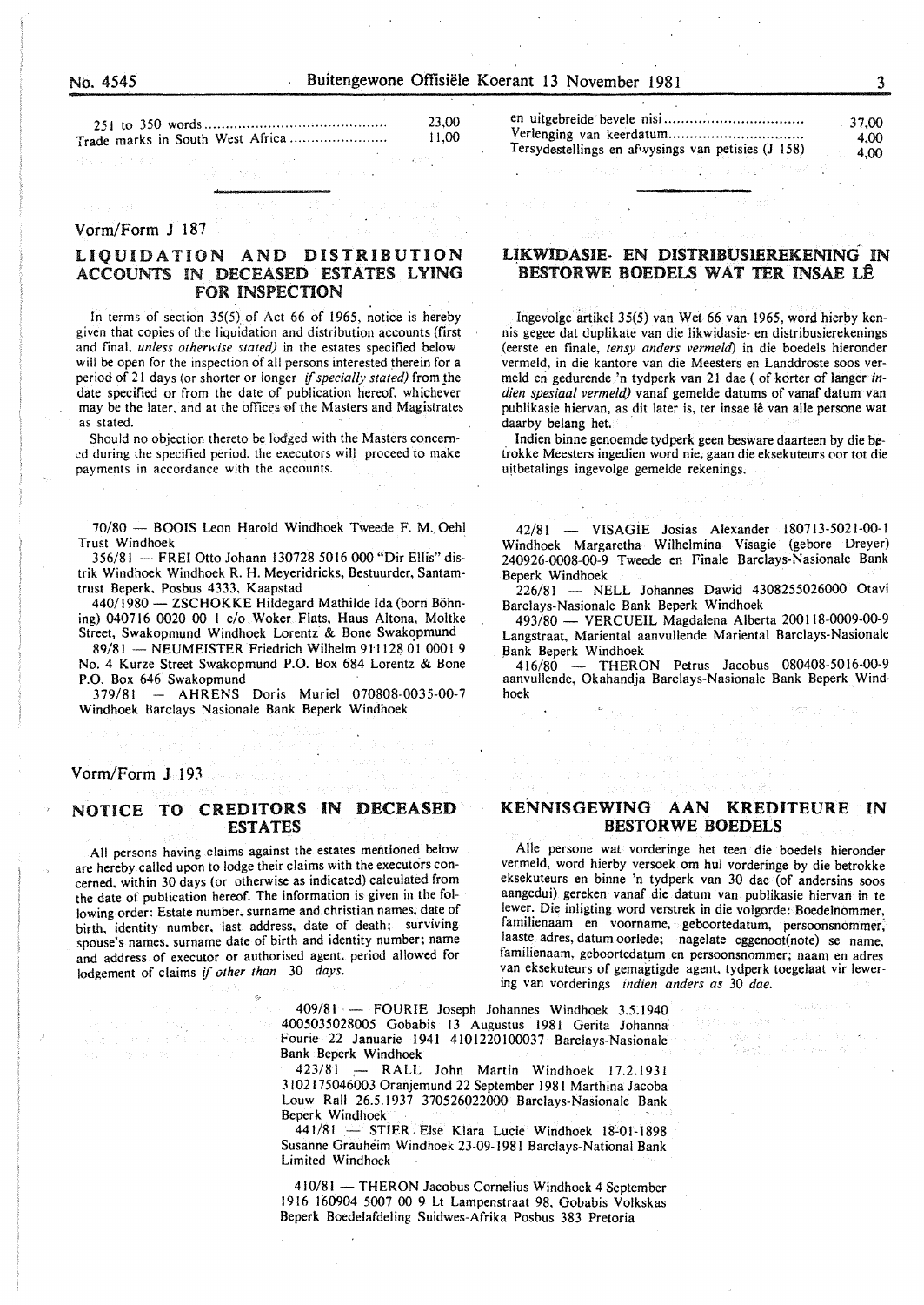| | |
|---|---|
| 251 to 350 words | 23,00 |
| Trade marks in South West Africa | 11,00 |

| | |
|---|---|
| en uitgebreide bevele nisi | 37,00 |
| Verlenging van keerdatum | 4,00 |
| Tersydestellings en afwysings van petisies (J 158) | 4,00 |

Vorm/Form J 187

## LIQUIDATION AND DISTRIBUTION ACCOUNTS IN DECEASED ESTATES LYING FOR INSPECTION

In terms of section 35(5) of Act 66 of 1965, notice is hereby given that copies of the liquidation and distribution accounts (first and final, *unless otherwise stated)* in the estates specified below will be open for the inspection of all persons interested therein for a period of 21 days (or shorter or longer *if specially stated)* from the date specified or from the date of publication hereof, whichever may be the later, and at the offices of the Masters and Magistrates as stated.

Should no objection thereto be lodged with the Masters concerned during the specified period, the executors will proceed to make payments in accordance with the accounts.

70/80 — BOOIS Leon Harold Windhoek Tweede F. M. Oehl Trust Windhoek

356/81 — FREI Otto Johann 130728 5016 000 "Dir Ellis" distrik Windhoek Windhoek R. H. Meyeridricks, Bestuurder, Santamtrust Beperk, Posbus 4333, Kaapstad

440/1980 — ZSCHOKKE Hildegard Mathilde Ida (born Böhning) 040716 0020 00 1 c/o Woker Flats, Haus Altona, Moltke Street, Swakopmund Windhoek Lorentz & Bone Swakopmund

89/81 — NEUMEISTER Friedrich Wilhelm 911128 01 0001 9 No. 4 Kurze Street Swakopmund P.O. Box 684 Lorentz & Bone P.O. Box 646 Swakopmund

379/81 — AHRENS Doris Muriel 070808-0035-00-7 Windhoek Barclays Nasionale Bank Beperk Windhoek

## LIKWIDASIE- EN DISTRIBUSIEREKENING IN BESTORWE BOEDELS WAT TER INSAE LÊ

Ingevolge artikel 35(5) van Wet 66 van 1965, word hierby kennis gegee dat duplikate van die likwidasie- en distribusierekenings (eerste en finale, *tensy anders vermeld)* in die boedels hieronder vermeld, in die kantore van die Meesters en Landdroste soos vermeld en gedurende 'n tydperk van 21 dae (of korter of langer *indien spesiaal vermeld)* vanaf gemelde datums of vanaf datum van publikasie hiervan, as dit later is, ter insae lê van alle persone wat daarby belang het.

Indien binne genoemde tydperk geen besware daarteen by die betrokke Meesters ingedien word nie, gaan die eksekuteurs oor tot die uitbetalings ingevolge gemelde rekenings.

42/81 — VISAGIE Josias Alexander 180713-5021-00-1 Windhoek Margaretha Wilhelmina Visagie (gebore Dreyer) 240926-0008-00-9 Tweede en Finale Barclays-Nasionale Bank Beperk Windhoek

226/81 — NELL Johannes Dawid 4308255026000 Otavi Barclays-Nasionale Bank Beperk Windhoek

493/80 — VERCUEIL Magdalena Alberta 200118-0009-00-9 Langstraat, Mariental aanvullende Mariental Barclays-Nasionale Bank Beperk Windhoek

416/80 — THERON Petrus Jacobus 080408-5016-00-9 aanvullende, Okahandja Barclays-Nasionale Bank Beperk Windhoek

Vorm/Form J 193

## NOTICE TO CREDITORS IN DECEASED ESTATES

All persons having claims against the estates mentioned below are hereby called upon to lodge their claims with the executors concerned, within 30 days (or otherwise as indicated) calculated from the date of publication hereof. The information is given in the following order: Estate number, surname and christian names, date of birth, identity number, last address, date of death; surviving spouse's names, surname date of birth and identity number; name and address of executor or authorised agent, period allowed for lodgement of claims *if other than 30 days.*

## KENNISGEWING AAN KREDITEURE IN BESTORWE BOEDELS

Alle persone wat vorderinge het teen die boedels hieronder vermeld, word hierby versoek om hul vorderinge by die betrokke eksekuteurs en binne 'n tydperk van 30 dae (of andersins soos aangedui) gereken vanaf die datum van publikasie hiervan in te lewer. Die inligting word verstrek in die volgorde: Boedelnommer, familienaam en voorname, geboortedatum, persoonsnommer, laaste adres, datum oorlede; nagelate eggenoot(note) se name, familienaam, geboortedatum en persoonsnommer; naam en adres van eksekuteurs of gemagtigde agent, tydperk toegelaat vir lewering van vorderings *indien anders as 30 dae.*

409/81 — FOURIE Joseph Johannes Windhoek 3.5.1940 4005035028005 Gobabis 13 Augustus 1981 Gerita Johanna Fourie 22 Januarie 1941 4101220100037 Barclays-Nasionale Bank Beperk Windhoek

423/81 — RALL John Martin Windhoek 17.2.1931 3102175046003 Oranjemund 22 September 1981 Marthina Jacoba Louw Rall 26.5.1937 370526022000 Barclays-Nasionale Bank Beperk Windhoek

441/81 — STIER Else Klara Lucie Windhoek 18-01-1898 Susanne Grauheim Windhoek 23-09-1981 Barclays-National Bank Limited Windhoek

410/81 — THERON Jacobus Cornelius Windhoek 4 September 1916 160904 5007 00 9 Lt Lampenstraat 98, Gobabis Volkskas Beperk Boedelafdeling Suidwes-Afrika Posbus 383 Pretoria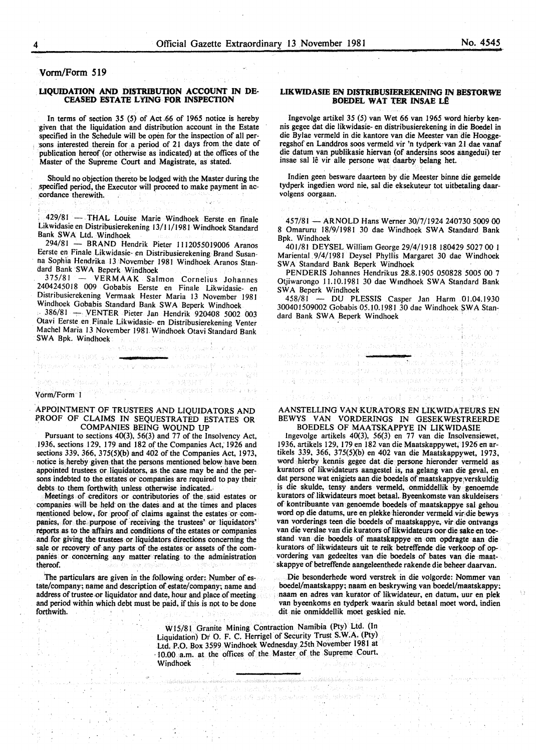Vorm/Form 519

### LIQUIDATION AND DISTRIBUTION ACCOUNT IN DECEASED ESTATE LYING FOR INSPECTION

In terms of section 35 (5) of Act 66 of 1965 notice is hereby given that the liquidation and distribution account in the Estate specified in the Schedule will be open for the inspection of all persons interested therein for a period of 21 days from the date of publication hereof (or otherwise as indicated) at the offices of the Master of the Supreme Court and Magistrate, as stated.

Should no objection thereto be lodged with the Master during the specified period, the Executor will proceed to make payment in accordance therewith.

429/81 — THAL Louise Marie Windhoek Eerste en finale Likwidasie en Distribusierekening 13/11/1981 Windhoek Standard Bank SWA Ltd. Windhoek

294/81 — BRAND Hendrik Pieter 1112055019006 Aranos Eerste en Finale Likwidasie- en Distribusierekening Brand Susanna Sophia Hendrika 13 November 1981 Windhoek Aranos Standard Bank SWA Beperk Windhoek

375/81 — VERMAAK Salmon Cornelius Johannes 2404245018 009 Gobabis Eerste en Finale Likwidasie- en Distribusierekening Vermaak Hester Maria 13 November 1981 Windhoek Gobabis Standard Bank SWA Beperk Windhoek

386/81 — VENTER Pieter Jan Hendrik 920408 5002 003 Otavi Eerste en Finale Likwidasie- en Distribusierekening Venter Machel Maria 13 November 1981 Windhoek Otavi Standard Bank SWA Bpk. Windhoek

### LIKWIDASIE EN DISTRIBUSIEREKENING IN BESTORWE BOEDEL WAT TER INSAE LÊ

Ingevolge artikel 35 (5) van Wet 66 van 1965 word hierby kennis gegee dat die likwidasie- en distribusierekening in die Boedel in die Bylae vermeld in die kantore van die Meester van die Hooggeregshof en Landdros soos vermeld vir 'n tydperk van 21 dae vanaf die datum van publikasie hiervan (of andersins soos aangedui) ter insae sal lê vir alle persone wat daarby belang het.

Indien geen besware daarteen by die Meester binne die gemelde tydperk ingedien word nie, sal die eksekuteur tot uitbetaling daarvolgens oorgaan.

457/81 — ARNOLD Hans Werner 30/7/1924 240730 5009 00 8 Omaruru 18/9/1981 30 dae Windhoek SWA Standard Bank Bpk. Windhoek

401/81 DEYSEL William George 29/4/1918 180429 5027 00 1 Mariental 9/4/1981 Deysel Phyllis Margaret 30 dae Windhoek SWA Standard Bank Beperk Windhoek

PENDERIS Johannes Hendrikus 28.8.1905 050828 5005 00 7 Otjiwarongo 11.10.1981 30 dae Windhoek SWA Standard Bank SWA Beperk Windhoek

458/81 — DU PLESSIS Casper Jan Harm 01.04.1930 300401509002 Gobabis 05.10.1981 30 dae Windhoek SWA Standard Bank SWA Beperk Windhoek

---

Vorm/Form 1

### APPOINTMENT OF TRUSTEES AND LIQUIDATORS AND PROOF OF CLAIMS IN SEQUESTRATED ESTATES OR COMPANIES BEING WOUND UP

Pursuant to sections 40(3), 56(3) and 77 of the Insolvency Act, 1936, sections 129, 179 and 182 of the Companies Act, 1926 and sections 339, 366, 375(5)(b) and 402 of the Companies Act, 1973, notice is hereby given that the persons mentioned below have been appointed trustees or liquidators, as the case may be and the persons indebted to the estates or companies are required to pay their debts to them forthwith unless otherwise indicated.

Meetings of creditors or contributories of the said estates or companies will be held on the dates and at the times and places mentioned below, for proof of claims against the estates or companies, for the purpose of receiving the trustees' or liquidators' reports as to the affairs and conditions of the estates or companies and for giving the trustees or liquidators directions concerning the sale or recovery of any parts of the estates or assets of the companies or concerning any matter relating to the administration thereof.

The particulars are given in the following order: Number of estate/company; name and description of estate/company; name and address of trustee or liquidator and date, hour and place of meeting and period within which debt must be paid, if this is not to be done forthwith.

### AANSTELLING VAN KURATORS EN LIKWIDATEURS EN BEWYS VAN VORDERINGS IN GESEKWESTREERDE BOEDELS OF MAATSKAPPYE IN LIKWIDASIE

Ingevolge artikels 40(3), 56(3) en 77 van die Insolvensiewet, 1936, artikels 129, 179 en 182 van die Maatskappywet, 1926 en artikels 339, 366, 375(5)(b) en 402 van die Maatskappywet, 1973, word hierby kennis gegee dat die persone hieronder vermeld as kurators of likwidateurs aangestel is, na gelang van die geval, en dat persone wat enigiets aan die boedels of maatskappye verskuldig is die skulde, tensy anders vermeld, onmiddellik by genoemde kurators of likwidateurs moet betaal. Byeenkomste van skuldeisers of kontribuante van genoemde boedels of maatskappye sal gehou word op die datums, ure en plekke hieronder vermeld vir die bewys van vorderings teen die boedels of maatskappye, vir die ontvangs van die verslae van die kurators of likwidateurs oor die sake en toestand van die boedels of maatskappye en om opdragte aan die kurators of likwidateurs uit te reik betreffende die verkoop of opvordering van gedeeltes van die boedels of bates van die maatskappye of betreffende aangeleenthede rakende die beheer daarvan.

Die besonderhede word verstrek in die volgorde: Nommer van boedel/maatskappy; naam en beskrywing van boedel/maatskappy; naam en adres van kurator of likwidateur, en datum, uur en plek van byeenkoms en tydperk waarin skuld betaal moet word, indien dit nie onmiddellik moet geskied nie.

W15/81 Granite Mining Contraction Namibia (Pty) Ltd. (In Liquidation) Dr O. F. C. Herrigel of Security Trust S.W.A. (Pty) Ltd. P.O. Box 3599 Windhoek Wednesday 25th November 1981 at 10.00 a.m. at the offices of the Master of the Supreme Court, Windhoek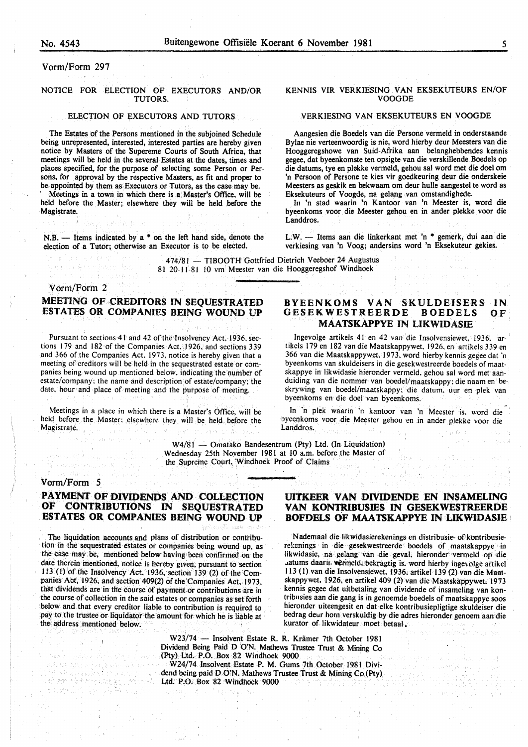Vorm/Form 297

NOTICE FOR ELECTION OF EXECUTORS AND/OR TUTORS.

ELECTION OF EXECUTORS AND TUTORS

The Estates of the Persons mentioned in the subjoined Schedule being unrepresented, interested, interested parties are hereby given notice by Masters of the Supereme Courts of South Africa, that meetings will be held in the several Estates at the dates, times and places specified, for the purpose of selecting some Person or Persons, for approval by the respective Masters, as fit and proper to be appointed by them as Executors or Tutors, as the case may be.

Meetings in a town in which there is a Master's Office, will be held before the Master; elsewhere they will be held before the Magistrate.

N.B. — Items indicated by a * on the left hand side, denote the election of a Tutor; otherwise an Executor is to be elected.

KENNIS VIR VERKIESING VAN EKSEKUTEURS EN/OF VOOGDE

VERKIESING VAN EKSEKUTEURS EN VOOGDE

Aangesien die Boedels van die Persone vermeld in onderstaande Bylae nie verteenwoordig is nie, word hierby deur Meesters van die Hooggeregshowe van Suid-Afrika aan belanghebbendes kennis gegee, dat byeenkomste ten opsigte van die verskillende Boedels op die datums, tye en plekke vermeld, gehou sal word met die doel om 'n Persoon of Persone te kies vir goedkeuring deur die onderskeie Meesters as geskik en bekwaam om deur hulle aangestel te word as Eksekuteurs of Voogde, na gelang van omstandighede.

In 'n stad waarin 'n Kantoor van 'n Meester is, word die byeenkoms voor die Meester gehou en in ander plekke voor die Landdros.

L.W. — Items aan die linkerkant met 'n * gemerk, dui aan die verkiesing van 'n Voog; andersins word 'n Eksekuteur gekies.

474/81 — TIBOOTH Gottfried Dietrich Veeboer 24 Augustus 81 20-11-81 10 vm Meester van die Hooggeregshof Windhoek

---

Vorm/Form 2

## MEETING OF CREDITORS IN SEQUESTRATED ESTATES OR COMPANIES BEING WOUND UP

Pursuant to sections 41 and 42 of the Insolvency Act, 1936, sections 179 and 182 of the Companies Act, 1926, and sections 339 and 366 of the Companies Act, 1973, notice is hereby given that a meeting of creditors will be held in the sequestrated estate or companies being wound up mentioned below, indicating the number of estate/company: the name and description of estate/company: the date, hour and place of meeting and the purpose of meeting.

Meetings in a place in which there is a Master's Office, will be held before the Master; elsewhere they will be held before the Magistrate.

## BYEENKOMS VAN SKULDEISERS IN GESEKWESTREERDE BOEDELS OF MAATSKAPPYE IN LIKWIDASIE

Ingevolge artikels 41 en 42 van die Insolvensiewet, 1936, artikels 179 en 182 van die Maatskappywet, 1926, en artikels 339 en 366 van die Maatskappywet, 1973, word hierby kennis gegee dat 'n byeenkoms van skuldeisers in die gesekwestreerde boedels of maatskappye in likwidasie hieronder vermeld, gehou sal word met aanduiding van die nommer van boedel/maatskappy; die naam en beskrywing van boedel/maatskappy; die datum, uur en plek van byeenkoms en die doel van byeenkoms.

In 'n plek waarin 'n kantoor van 'n Meester is, word die byeenkoms voor die Meester gehou en in ander plekke voor die Landdros.

W4/81 — Omatako Bandesentrum (Pty) Ltd. (In Liquidation) Wednesday 25th November 1981 at 10 a.m. before the Master of the Supreme Court, Windhoek Proof of Claims

---

Vorm/Form 5

## PAYMENT OF DIVIDENDS AND COLLECTION OF CONTRIBUTIONS IN SEQUESTRATED ESTATES OR COMPANIES BEING WOUND UP

The liquidation accounts and plans of distribution or contribution in the sequestrated estates or companies being wound up, as the case may be, mentioned below having been confirmed on the date therein mentioned, notice is hereby given, pursuant to section 113 (1) of the Insolvency Act, 1936, section 139 (2) of the Companies Act, 1926, and section 409(2) of the Companies Act, 1973, that dividends are in the course of payment or contributions are in the course of collection in the said estates or companies as set forth below and that every creditor liable to contribution is required to pay to the trustee or liquidator the amount for which he is liable at the address mentioned below.

## UITKEER VAN DIVIDENDE EN INSAMELING VAN KONTRIBUSIES IN GESEKWESTREERDE BOEDELS OF MAATSKAPPYE IN LIKWIDASIE

Nademaal die likwidasierekenings en distribusie- of kontribusierekenings in die gesekwestreerde boedels of maatskappye in likwidasie, na gelang van die geval, hieronder vermeld op die datums daarin vermeld, bekragtig is, word hierby ingevolge artikel 113 (1) van die Insolvensiewet, 1936, artikel 139 (2) van die Maatskappywet, 1926, en artikel 409 (2) van die Maatskappywet, 1973 kennis gegee dat uitbetaling van dividende of insameling van kontribusies aan die gang is in genoemde boedels of maatskappye soos hieronder uiteengesit en dat elke kontribusiepligtige skuldeiser die bedrag deur hom verskuldig by die adres hieronder genoem aan die kurator of likwidateur moet betaal.

W23/74 — Insolvent Estate R. R. Krämer 7th October 1981 Dividend Being Paid D O'N. Mathews Trustee Trust & Mining Co (Pty) Ltd. P.O. Box 82 Windhoek 9000

W24/74 Insolvent Estate P. M. Gums 7th October 1981 Dividend being paid D O'N. Mathews Trustee Trust & Mining Co (Pty) Ltd. P.O. Box 82 Windhoek 9000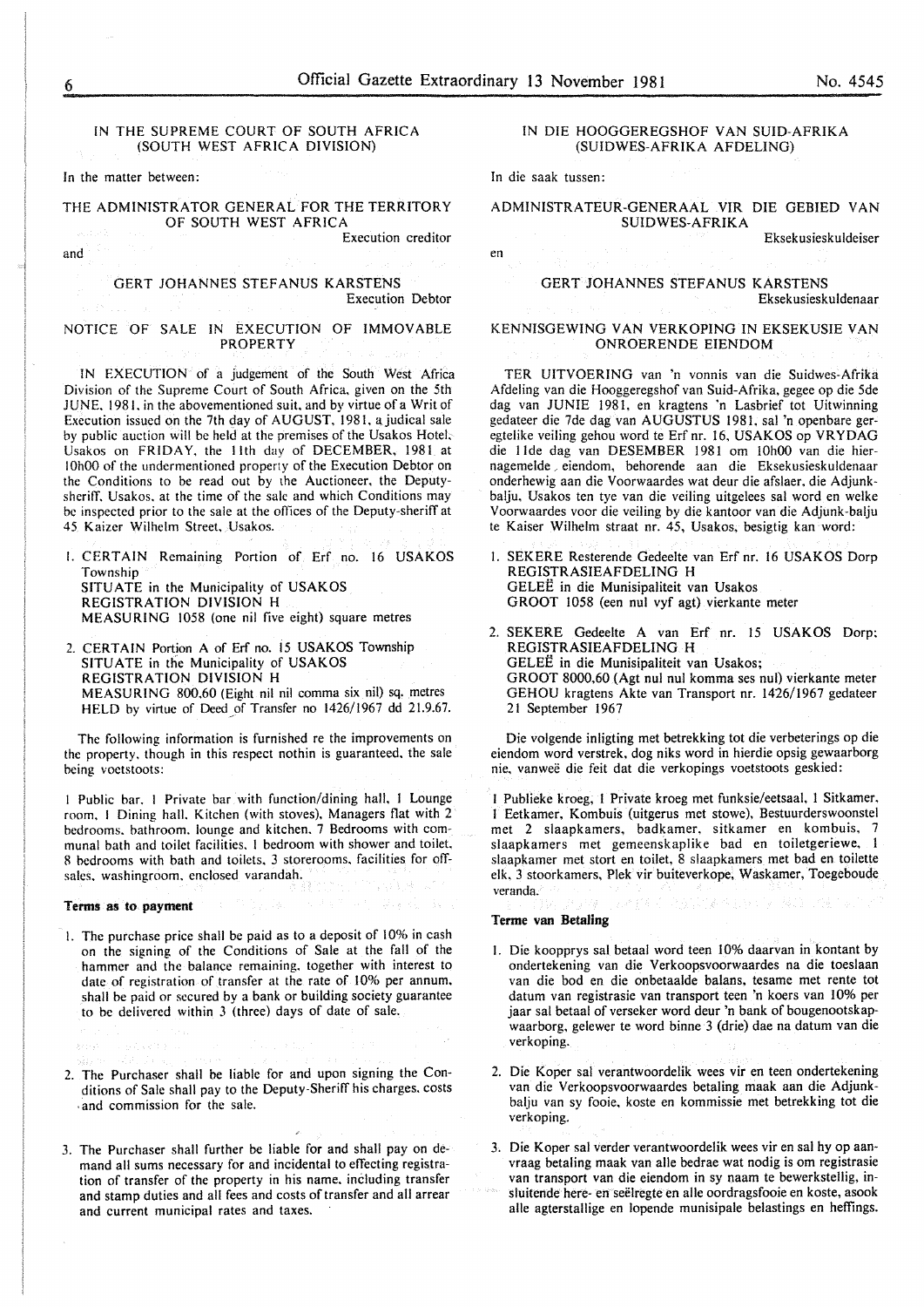IN THE SUPREME COURT OF SOUTH AFRICA
(SOUTH WEST AFRICA DIVISION)

In the matter between:

THE ADMINISTRATOR GENERAL FOR THE TERRITORY OF SOUTH WEST AFRICA
Execution creditor

and

GERT JOHANNES STEFANUS KARSTENS
Execution Debtor

NOTICE OF SALE IN EXECUTION OF IMMOVABLE PROPERTY

IN EXECUTION of a judgement of the South West Africa Division of the Supreme Court of South Africa, given on the 5th JUNE, 1981, in the abovementioned suit, and by virtue of a Writ of Execution issued on the 7th day of AUGUST, 1981, a judical sale by public auction will be held at the premises of the Usakos Hotel, Usakos on FRIDAY, the 11th day of DECEMBER, 1981 at 10h00 of the undermentioned property of the Execution Debtor on the Conditions to be read out by the Auctioneer, the Deputy-sheriff, Usakos, at the time of the sale and which Conditions may be inspected prior to the sale at the offices of the Deputy-sheriff at 45 Kaizer Wilhelm Street, Usakos.

1. CERTAIN Remaining Portion of Erf no. 16 USAKOS Township
   SITUATE in the Municipality of USAKOS
   REGISTRATION DIVISION H
   MEASURING 1058 (one nil five eight) square metres

2. CERTAIN Portion A of Erf no. 15 USAKOS Township
   SITUATE in the Municipality of USAKOS
   REGISTRATION DIVISION H
   MEASURING 800,60 (Eight nil nil comma six nil) sq. metres
   HELD by virtue of Deed of Transfer no 1426/1967 dd 21.9.67.

The following information is furnished re the improvements on the property, though in this respect nothin is guaranteed, the sale being voetstoots:

1 Public bar, 1 Private bar with function/dining hall, 1 Lounge room, 1 Dining hall, Kitchen (with stoves), Managers flat with 2 bedrooms, bathroom, lounge and kitchen, 7 Bedrooms with communal bath and toilet facilities, 1 bedroom with shower and toilet, 8 bedrooms with bath and toilets, 3 storerooms, facilities for off-sales, washingroom, enclosed varandah.

**Terms as to payment**

1. The purchase price shall be paid as to a deposit of 10% in cash on the signing of the Conditions of Sale at the fall of the hammer and the balance remaining, together with interest to date of registration of transfer at the rate of 10% per annum, shall be paid or secured by a bank or building society guarantee to be delivered within 3 (three) days of date of sale.

2. The Purchaser shall be liable for and upon signing the Conditions of Sale shall pay to the Deputy-Sheriff his charges, costs and commission for the sale.

3. The Purchaser shall further be liable for and shall pay on demand all sums necessary for and incidental to effecting registration of transfer of the property in his name, including transfer and stamp duties and all fees and costs of transfer and all arrear and current municipal rates and taxes.

IN DIE HOOGGEREGSHOF VAN SUID-AFRIKA
(SUIDWES-AFRIKA AFDELING)

In die saak tussen:

ADMINISTRATEUR-GENERAAL VIR DIE GEBIED VAN SUIDWES-AFRIKA
Eksekusieskuldeiser

en

GERT JOHANNES STEFANUS KARSTENS
Eksekusieskuldenaar

KENNISGEWING VAN VERKOPING IN EKSEKUSIE VAN ONROERENDE EIENDOM

TER UITVOERING van 'n vonnis van die Suidwes-Afrika Afdeling van die Hooggeregshof van Suid-Afrika, gegee op die 5de dag van JUNIE 1981, en kragtens 'n Lasbrief tot Uitwinning gedateer die 7de dag van AUGUSTUS 1981, sal 'n openbare geregtelike veiling gehou word te Erf nr. 16, USAKOS op VRYDAG die 11de dag van DESEMBER 1981 om 10h00 van die hiernagemelde eiendom, behorende aan die Eksekusieskuldenaar onderhewig aan die Voorwaardes wat deur die afslaer, die Adjunkbalju, Usakos ten tye van die veiling uitgelees sal word en welke Voorwaardes voor die veiling by die kantoor van die Adjunk-balju te Kaiser Wilhelm straat nr. 45, Usakos, besigtig kan word:

1. SEKERE Resterende Gedeelte van Erf nr. 16 USAKOS Dorp
   REGISTRASIEAFDELING H
   GELEË in die Munisipaliteit van Usakos
   GROOT 1058 (een nul vyf agt) vierkante meter

2. SEKERE Gedeelte A van Erf nr. 15 USAKOS Dorp;
   REGISTRASIEAFDELING H
   GELEË in die Munisipaliteit van Usakos;
   GROOT 8000,60 (Agt nul nul komma ses nul) vierkante meter
   GEHOU kragtens Akte van Transport nr. 1426/1967 gedateer 21 September 1967

Die volgende inligting met betrekking tot die verbeterings op die eiendom word verstrek, dog niks word in hierdie opsig gewaarborg nie, vanweë die feit dat die verkopings voetstoots geskied:

1 Publieke kroeg, 1 Private kroeg met funksie/eetsaal, 1 Sitkamer, 1 Eetkamer, Kombuis (uitgerus met stowe), Bestuurderswoonstel met 2 slaapkamers, badkamer, sitkamer en kombuis, 7 slaapkamers met gemeenskaplike bad en toiletgeriewe, 1 slaapkamer met stort en toilet, 8 slaapkamers met bad en toilette elk, 3 stoorkamers, Plek vir buiteverkope, Waskamer, Toegeboude veranda.

**Terme van Betaling**

1. Die koopprys sal betaal word teen 10% daarvan in kontant by ondertekening van die Verkoopsvoorwaardes na die toeslaan van die bod en die onbetaalde balans, tesame met rente tot datum van registrasie van transport teen 'n koers van 10% per jaar sal betaal of verseker word deur 'n bank of bougenootskapwaarborg, gelewer te word binne 3 (drie) dae na datum van die verkoping.

2. Die Koper sal verantwoordelik wees vir en teen ondertekening van die Verkoopsvoorwaardes betaling maak aan die Adjunkbalju van sy fooie, koste en kommissie met betrekking tot die verkoping.

3. Die Koper sal verder verantwoordelik wees vir en sal hy op aanvraag betaling maak van alle bedrae wat nodig is om registrasie van transport van die eiendom in sy naam te bewerkstellig, insluitende here- en seëlregte en alle oordragsfooie en koste, asook alle agterstallige en lopende munisipale belastings en heffings.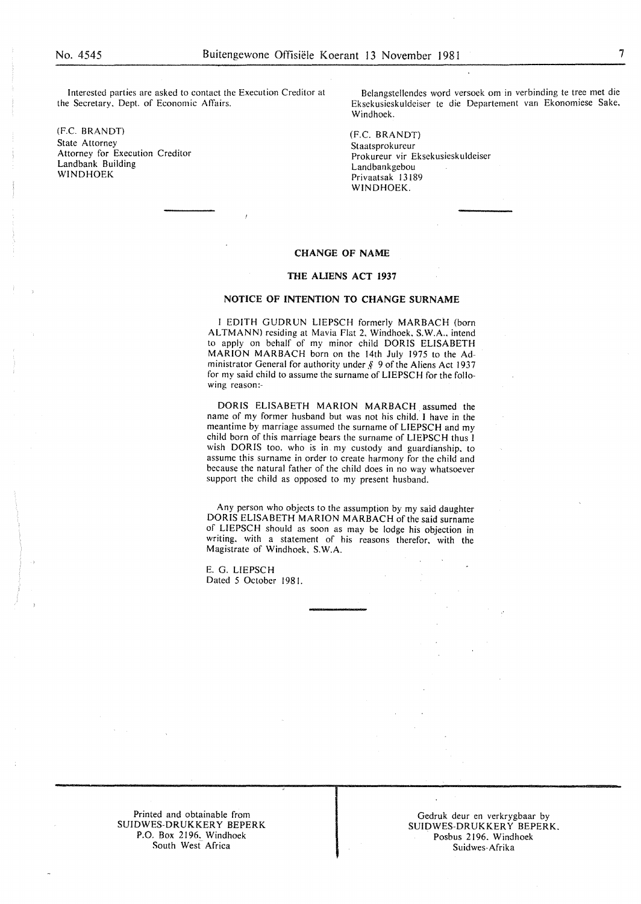Interested parties are asked to contact the Execution Creditor at the Secretary, Dept. of Economic Affairs.

(F.C. BRANDT)
State Attorney
Attorney for Execution Creditor
Landbank Building
WINDHOEK

Belangstellendes word versoek om in verbinding te tree met die Eksekusieskuldeiser te die Departement van Ekonomiese Sake, Windhoek.

(F.C. BRANDT)
Staatsprokureur
Prokureur vir Eksekusieskuldeiser
Landbankgebou
Privaatsak 13189
WINDHOEK.

## CHANGE OF NAME

### THE ALIENS ACT 1937

### NOTICE OF INTENTION TO CHANGE SURNAME

I EDITH GUDRUN LIEPSCH formerly MARBACH (born ALTMANN) residing at Mavia Flat 2, Windhoek, S.W.A., intend to apply on behalf of my minor child DORIS ELISABETH MARION MARBACH born on the 14th July 1975 to the Administrator General for authority under § 9 of the Aliens Act 1937 for my said child to assume the surname of LIEPSCH for the following reason:-

DORIS ELISABETH MARION MARBACH assumed the name of my former husband but was not his child. I have in the meantime by marriage assumed the surname of LIEPSCH and my child born of this marriage bears the surname of LIEPSCH thus I wish DORIS too, who is in my custody and guardianship, to assume this surname in order to create harmony for the child and because the natural father of the child does in no way whatsoever support the child as opposed to my present husband.

Any person who objects to the assumption by my said daughter DORIS ELISABETH MARION MARBACH of the said surname of LIEPSCH should as soon as may be lodge his objection in writing, with a statement of his reasons therefor, with the Magistrate of Windhoek, S.W.A.

E. G. LIEPSCH
Dated 5 October 1981.

Printed and obtainable from
SUIDWES-DRUKKERY BEPERK
P.O. Box 2196, Windhoek
South West Africa

Gedruk deur en verkrygbaar by
SUIDWES-DRUKKERY BEPERK.
Posbus 2196. Windhoek
Suidwes-Afrika